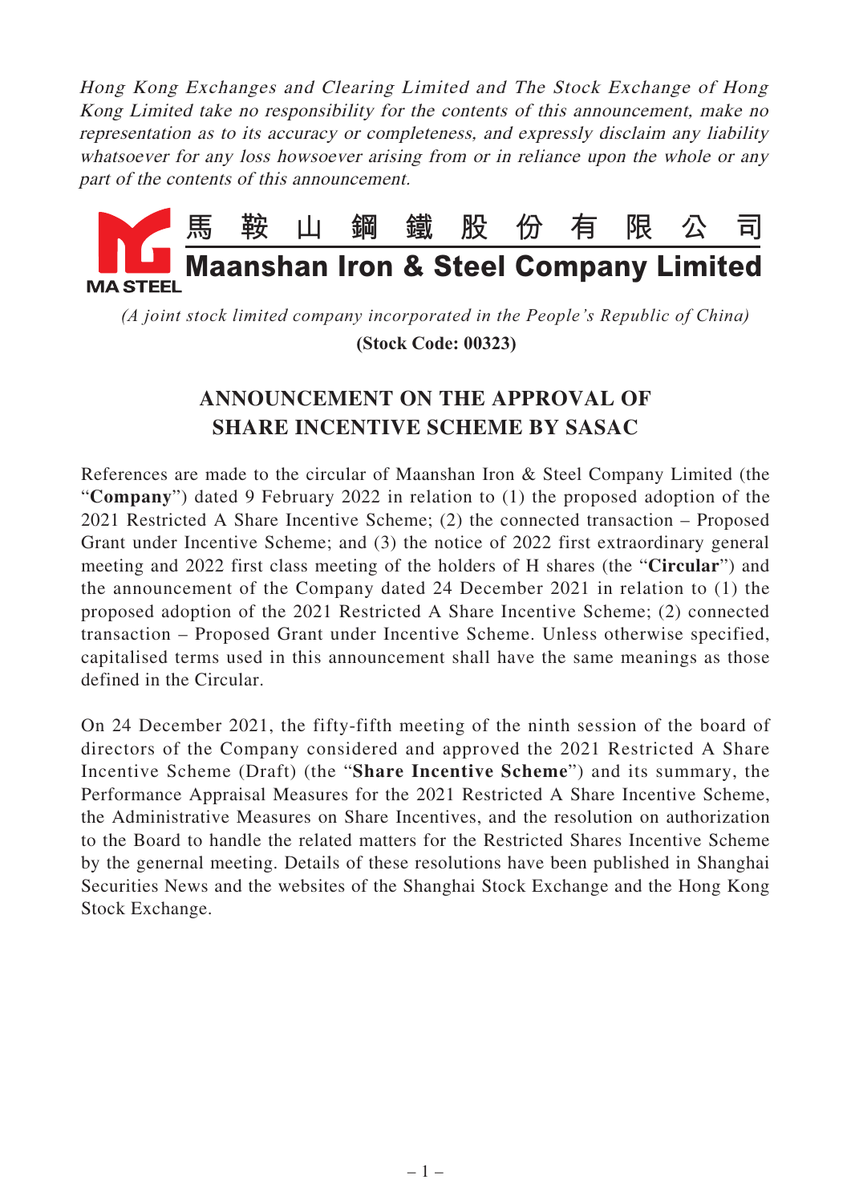*Hong Kong Exchanges and Clearing Limited and The Stock Exchange of Hong Kong Limited take no responsibility for the contents of this announcement, make no representation as to its accuracy or completeness, and expressly disclaim any liability whatsoever for any loss howsoever arising from or in reliance upon the whole or any part of the contents of this announcement.*

# 馬鞍山鋼鐵股份有限公司
# Maanshan Iron & Steel Company Limited

MA STEEL

*(A joint stock limited company incorporated in the People's Republic of China)*

**(Stock Code: 00323)**

## ANNOUNCEMENT ON THE APPROVAL OF SHARE INCENTIVE SCHEME BY SASAC

References are made to the circular of Maanshan Iron & Steel Company Limited (the "**Company**") dated 9 February 2022 in relation to (1) the proposed adoption of the 2021 Restricted A Share Incentive Scheme; (2) the connected transaction – Proposed Grant under Incentive Scheme; and (3) the notice of 2022 first extraordinary general meeting and 2022 first class meeting of the holders of H shares (the "**Circular**") and the announcement of the Company dated 24 December 2021 in relation to (1) the proposed adoption of the 2021 Restricted A Share Incentive Scheme; (2) connected transaction – Proposed Grant under Incentive Scheme. Unless otherwise specified, capitalised terms used in this announcement shall have the same meanings as those defined in the Circular.

On 24 December 2021, the fifty-fifth meeting of the ninth session of the board of directors of the Company considered and approved the 2021 Restricted A Share Incentive Scheme (Draft) (the "**Share Incentive Scheme**") and its summary, the Performance Appraisal Measures for the 2021 Restricted A Share Incentive Scheme, the Administrative Measures on Share Incentives, and the resolution on authorization to the Board to handle the related matters for the Restricted Shares Incentive Scheme by the genernal meeting. Details of these resolutions have been published in Shanghai Securities News and the websites of the Shanghai Stock Exchange and the Hong Kong Stock Exchange.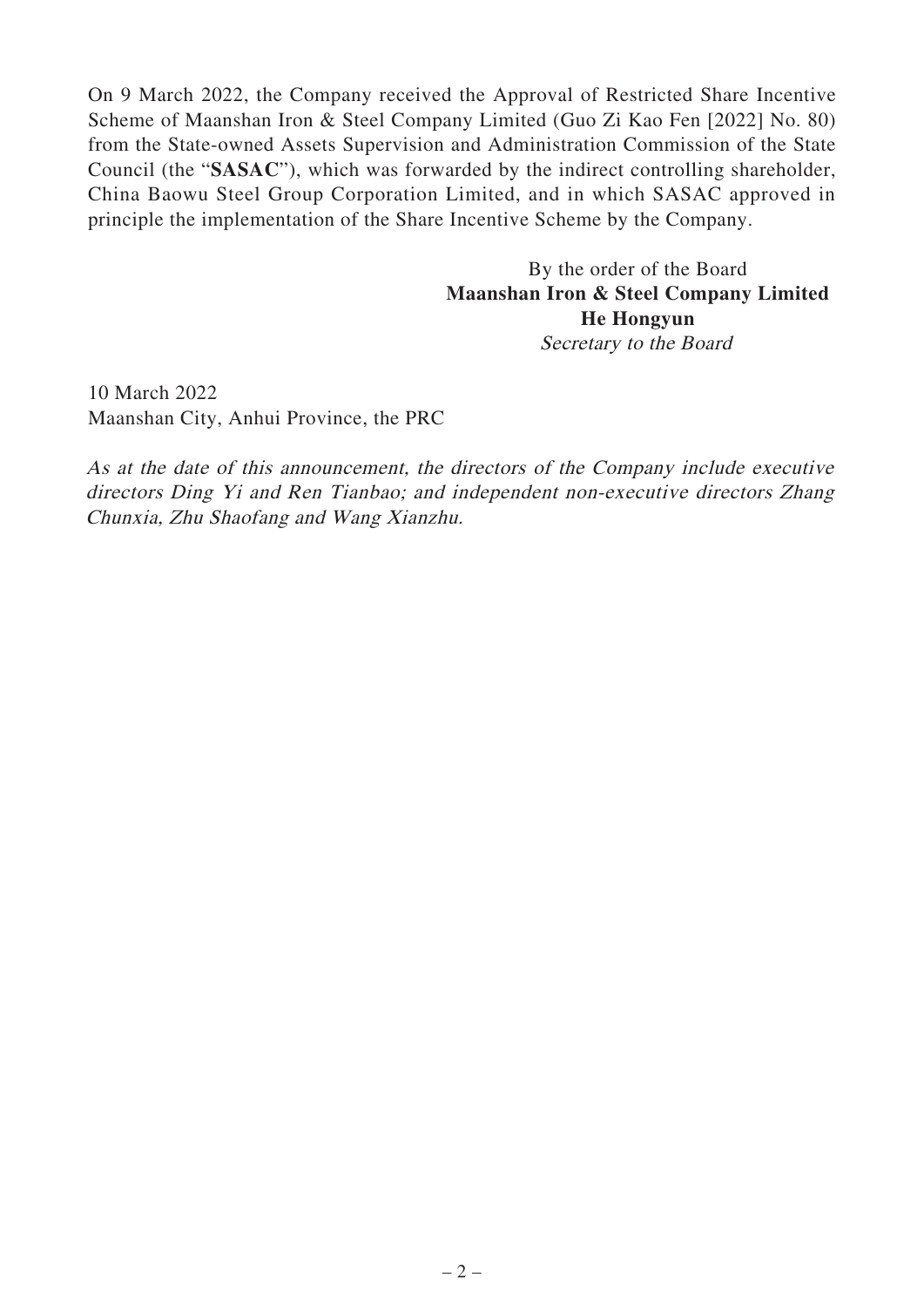On 9 March 2022, the Company received the Approval of Restricted Share Incentive Scheme of Maanshan Iron & Steel Company Limited (Guo Zi Kao Fen [2022] No. 80) from the State-owned Assets Supervision and Administration Commission of the State Council (the "**SASAC**"), which was forwarded by the indirect controlling shareholder, China Baowu Steel Group Corporation Limited, and in which SASAC approved in principle the implementation of the Share Incentive Scheme by the Company.

By the order of the Board
**Maanshan Iron & Steel Company Limited**
**He Hongyun**
*Secretary to the Board*

10 March 2022
Maanshan City, Anhui Province, the PRC

*As at the date of this announcement, the directors of the Company include executive directors Ding Yi and Ren Tianbao; and independent non-executive directors Zhang Chunxia, Zhu Shaofang and Wang Xianzhu.*